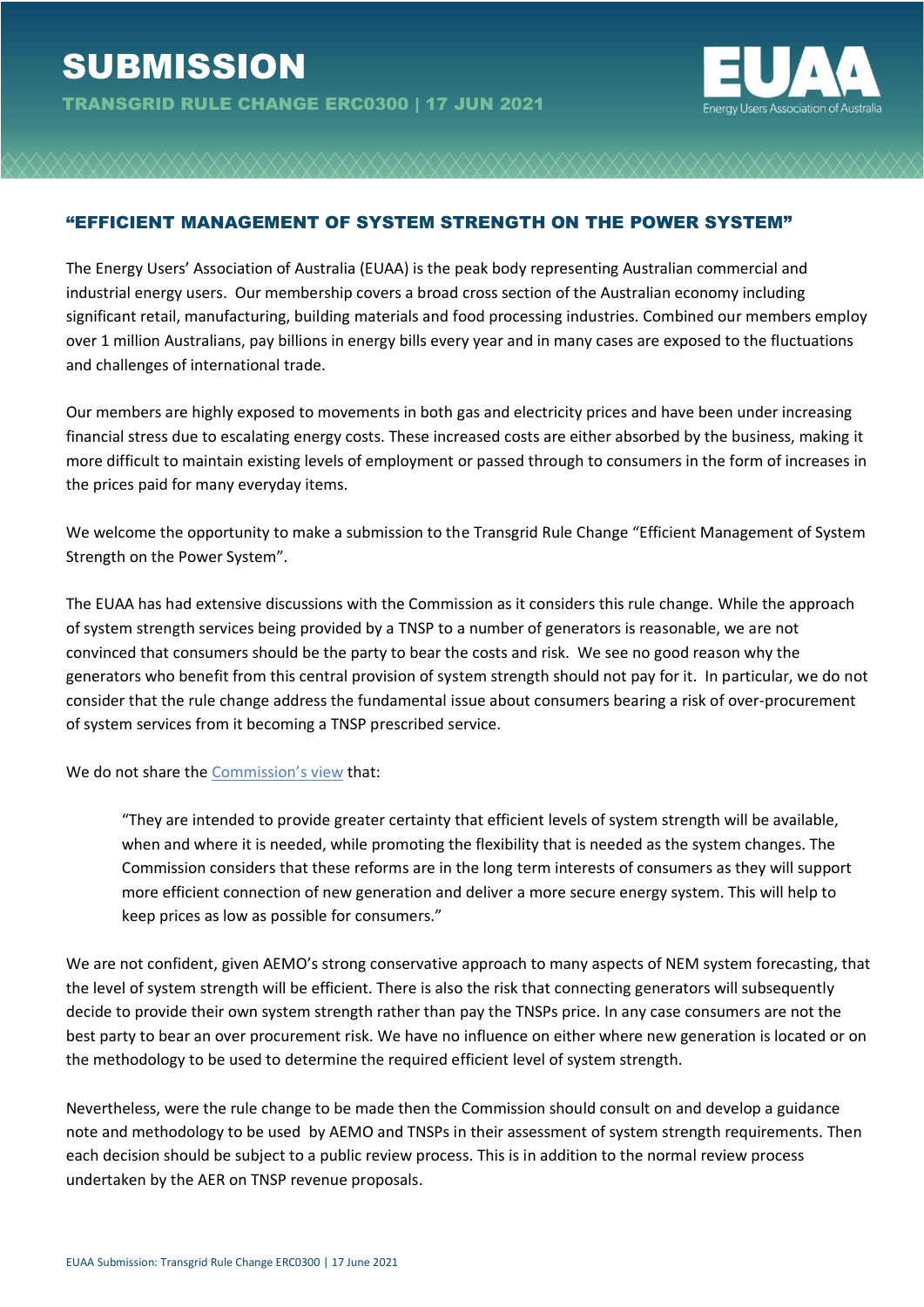# SUBMISSION

**TRANSGRID RULE CHANGE ERC0300 | 17 JUN 2021**

EUAA
Energy Users Association of Australia

## "EFFICIENT MANAGEMENT OF SYSTEM STRENGTH ON THE POWER SYSTEM"

The Energy Users' Association of Australia (EUAA) is the peak body representing Australian commercial and industrial energy users. Our membership covers a broad cross section of the Australian economy including significant retail, manufacturing, building materials and food processing industries. Combined our members employ over 1 million Australians, pay billions in energy bills every year and in many cases are exposed to the fluctuations and challenges of international trade.

Our members are highly exposed to movements in both gas and electricity prices and have been under increasing financial stress due to escalating energy costs. These increased costs are either absorbed by the business, making it more difficult to maintain existing levels of employment or passed through to consumers in the form of increases in the prices paid for many everyday items.

We welcome the opportunity to make a submission to the Transgrid Rule Change "Efficient Management of System Strength on the Power System".

The EUAA has had extensive discussions with the Commission as it considers this rule change. While the approach of system strength services being provided by a TNSP to a number of generators is reasonable, we are not convinced that consumers should be the party to bear the costs and risk. We see no good reason why the generators who benefit from this central provision of system strength should not pay for it. In particular, we do not consider that the rule change address the fundamental issue about consumers bearing a risk of over-procurement of system services from it becoming a TNSP prescribed service.

We do not share the Commission's view that:

> "They are intended to provide greater certainty that efficient levels of system strength will be available, when and where it is needed, while promoting the flexibility that is needed as the system changes. The Commission considers that these reforms are in the long term interests of consumers as they will support more efficient connection of new generation and deliver a more secure energy system. This will help to keep prices as low as possible for consumers."

We are not confident, given AEMO's strong conservative approach to many aspects of NEM system forecasting, that the level of system strength will be efficient. There is also the risk that connecting generators will subsequently decide to provide their own system strength rather than pay the TNSPs price. In any case consumers are not the best party to bear an over procurement risk. We have no influence on either where new generation is located or on the methodology to be used to determine the required efficient level of system strength.

Nevertheless, were the rule change to be made then the Commission should consult on and develop a guidance note and methodology to be used by AEMO and TNSPs in their assessment of system strength requirements. Then each decision should be subject to a public review process. This is in addition to the normal review process undertaken by the AER on TNSP revenue proposals.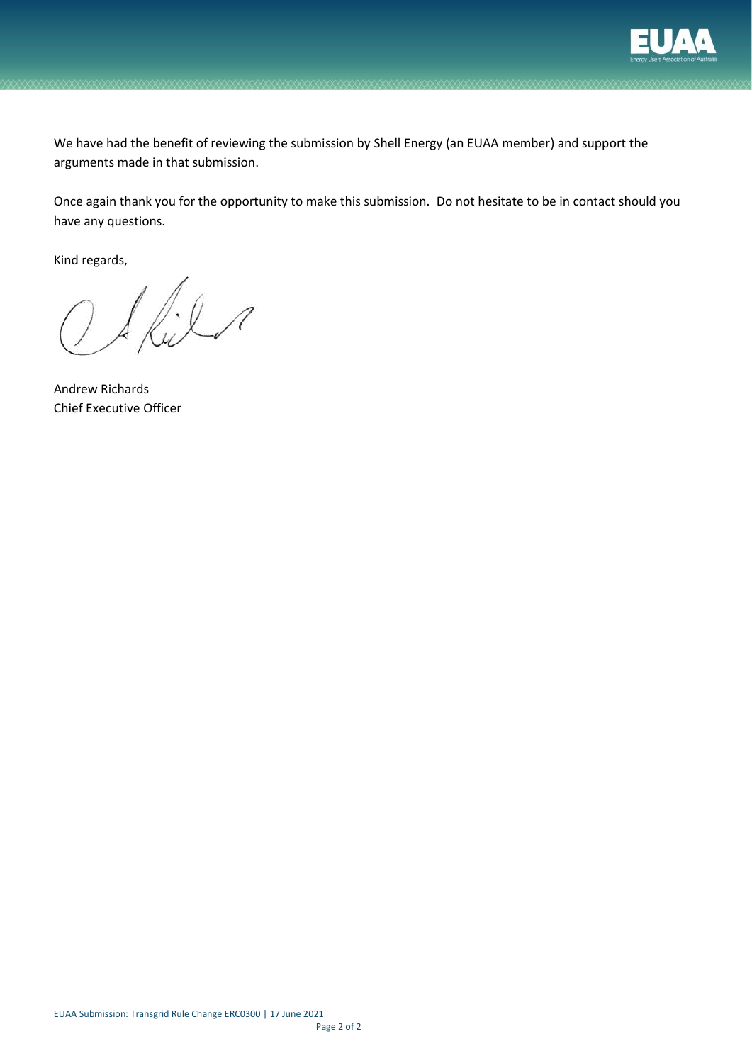We have had the benefit of reviewing the submission by Shell Energy (an EUAA member) and support the arguments made in that submission.

Once again thank you for the opportunity to make this submission. Do not hesitate to be in contact should you have any questions.

Kind regards,

Andrew Richards
Chief Executive Officer